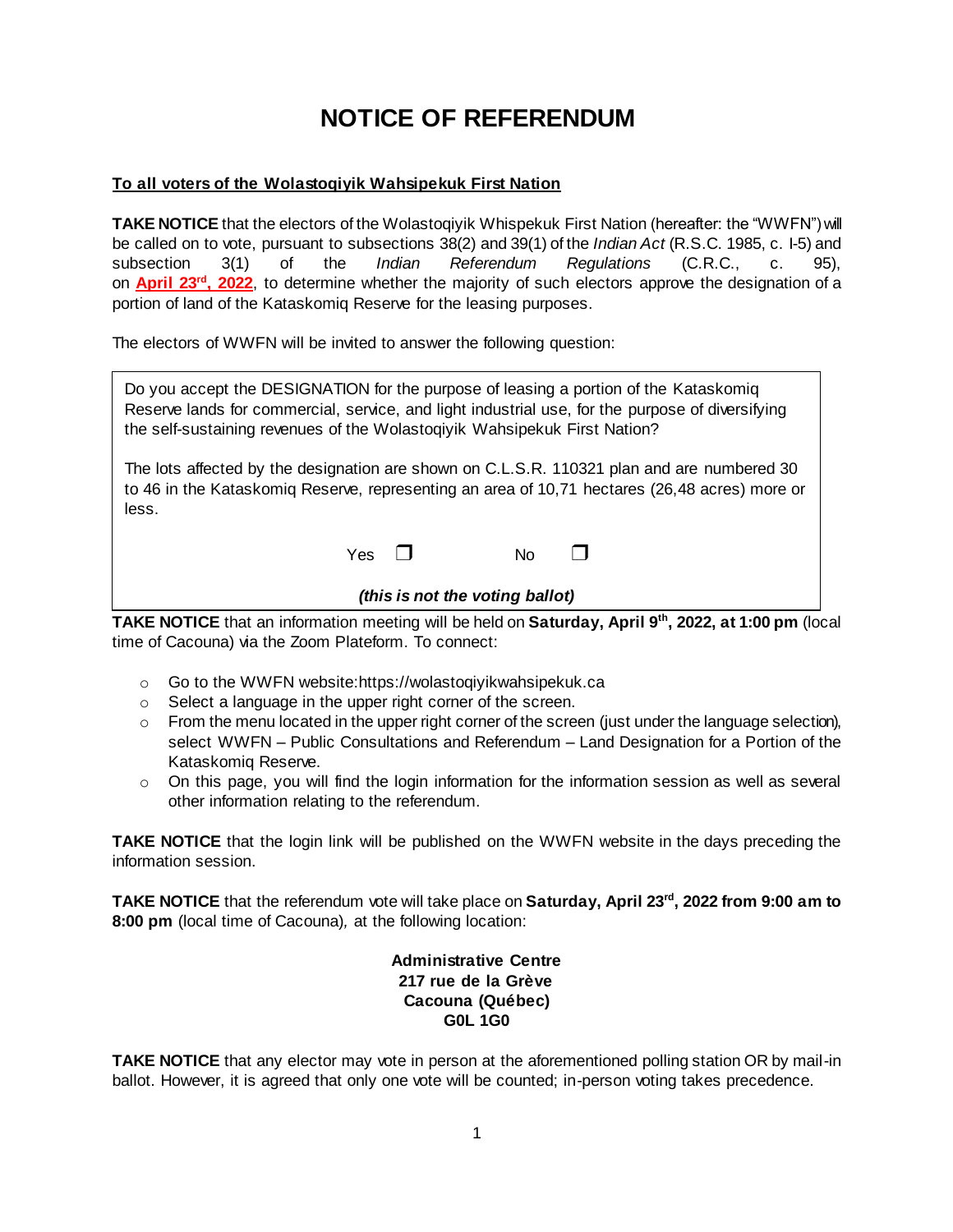# NOTICE OF REFERENDUM

**To all voters of the Wolastoqiyik Wahsipekuk First Nation**

**TAKE NOTICE** that the electors of the Wolastoqiyik Whispekuk First Nation (hereafter: the "WWFN") will be called on to vote, pursuant to subsections 38(2) and 39(1) of the *Indian Act* (R.S.C. 1985, c. I-5) and subsection 3(1) of the *Indian Referendum Regulations* (C.R.C., c. 95), on **April 23rd, 2022**, to determine whether the majority of such electors approve the designation of a portion of land of the Kataskomiq Reserve for the leasing purposes.

The electors of WWFN will be invited to answer the following question:

> Do you accept the DESIGNATION for the purpose of leasing a portion of the Kataskomiq Reserve lands for commercial, service, and light industrial use, for the purpose of diversifying the self-sustaining revenues of the Wolastoqiyik Wahsipekuk First Nation?
>
> The lots affected by the designation are shown on C.L.S.R. 110321 plan and are numbered 30 to 46 in the Kataskomiq Reserve, representing an area of 10,71 hectares (26,48 acres) more or less.
>
> Yes ☐ No ☐
>
> ***(this is not the voting ballot)***

**TAKE NOTICE** that an information meeting will be held on **Saturday, April 9th, 2022, at 1:00 pm** (local time of Cacouna) via the Zoom Plateform. To connect:

- Go to the WWFN website:https://wolastoqiyikwahsipekuk.ca
- Select a language in the upper right corner of the screen.
- From the menu located in the upper right corner of the screen (just under the language selection), select WWFN – Public Consultations and Referendum – Land Designation for a Portion of the Kataskomiq Reserve.
- On this page, you will find the login information for the information session as well as several other information relating to the referendum.

**TAKE NOTICE** that the login link will be published on the WWFN website in the days preceding the information session.

**TAKE NOTICE** that the referendum vote will take place on **Saturday, April 23rd, 2022 from 9:00 am to 8:00 pm** (local time of Cacouna), at the following location:

**Administrative Centre**
**217 rue de la Grève**
**Cacouna (Québec)**
**G0L 1G0**

**TAKE NOTICE** that any elector may vote in person at the aforementioned polling station OR by mail-in ballot. However, it is agreed that only one vote will be counted; in-person voting takes precedence.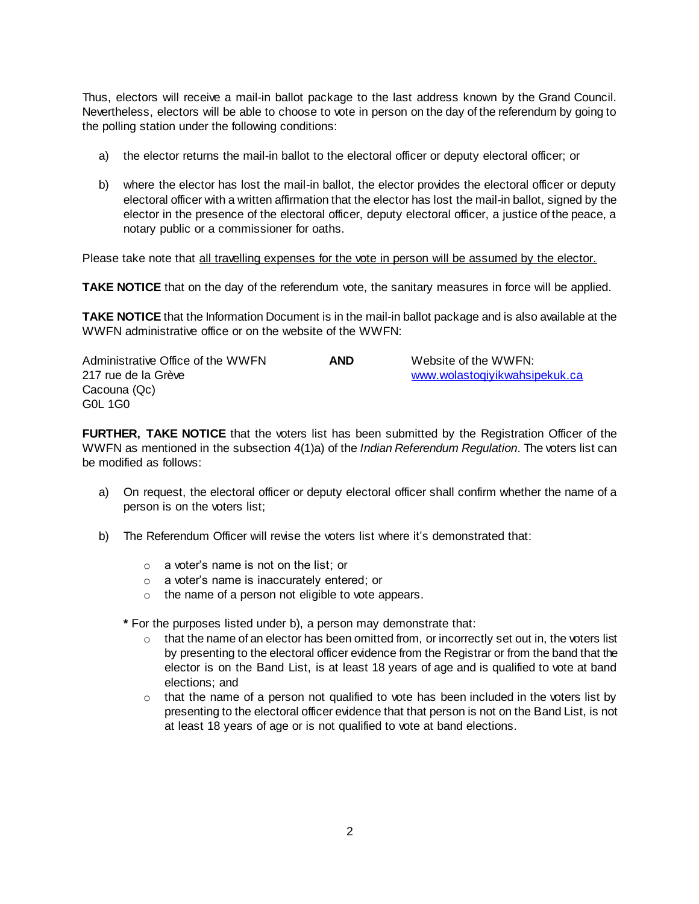Thus, electors will receive a mail-in ballot package to the last address known by the Grand Council. Nevertheless, electors will be able to choose to vote in person on the day of the referendum by going to the polling station under the following conditions:

a) the elector returns the mail-in ballot to the electoral officer or deputy electoral officer; or

b) where the elector has lost the mail-in ballot, the elector provides the electoral officer or deputy electoral officer with a written affirmation that the elector has lost the mail-in ballot, signed by the elector in the presence of the electoral officer, deputy electoral officer, a justice of the peace, a notary public or a commissioner for oaths.

Please take note that <u>all travelling expenses for the vote in person will be assumed by the elector.</u>

**TAKE NOTICE** that on the day of the referendum vote, the sanitary measures in force will be applied.

**TAKE NOTICE** that the Information Document is in the mail-in ballot package and is also available at the WWFN administrative office or on the website of the WWFN:

Administrative Office of the WWFN
217 rue de la Grève
Cacouna (Qc)
G0L 1G0

**AND**

Website of the WWFN:
[www.wolastoqiyikwahsipekuk.ca](http://www.wolastoqiyikwahsipekuk.ca)

**FURTHER, TAKE NOTICE** that the voters list has been submitted by the Registration Officer of the WWFN as mentioned in the subsection 4(1)a) of the *Indian Referendum Regulation*. The voters list can be modified as follows:

a) On request, the electoral officer or deputy electoral officer shall confirm whether the name of a person is on the voters list;

b) The Referendum Officer will revise the voters list where it's demonstrated that:

- a voter's name is not on the list; or
- a voter's name is inaccurately entered; or
- the name of a person not eligible to vote appears.

**\*** For the purposes listed under b), a person may demonstrate that:

- that the name of an elector has been omitted from, or incorrectly set out in, the voters list by presenting to the electoral officer evidence from the Registrar or from the band that the elector is on the Band List, is at least 18 years of age and is qualified to vote at band elections; and
- that the name of a person not qualified to vote has been included in the voters list by presenting to the electoral officer evidence that that person is not on the Band List, is not at least 18 years of age or is not qualified to vote at band elections.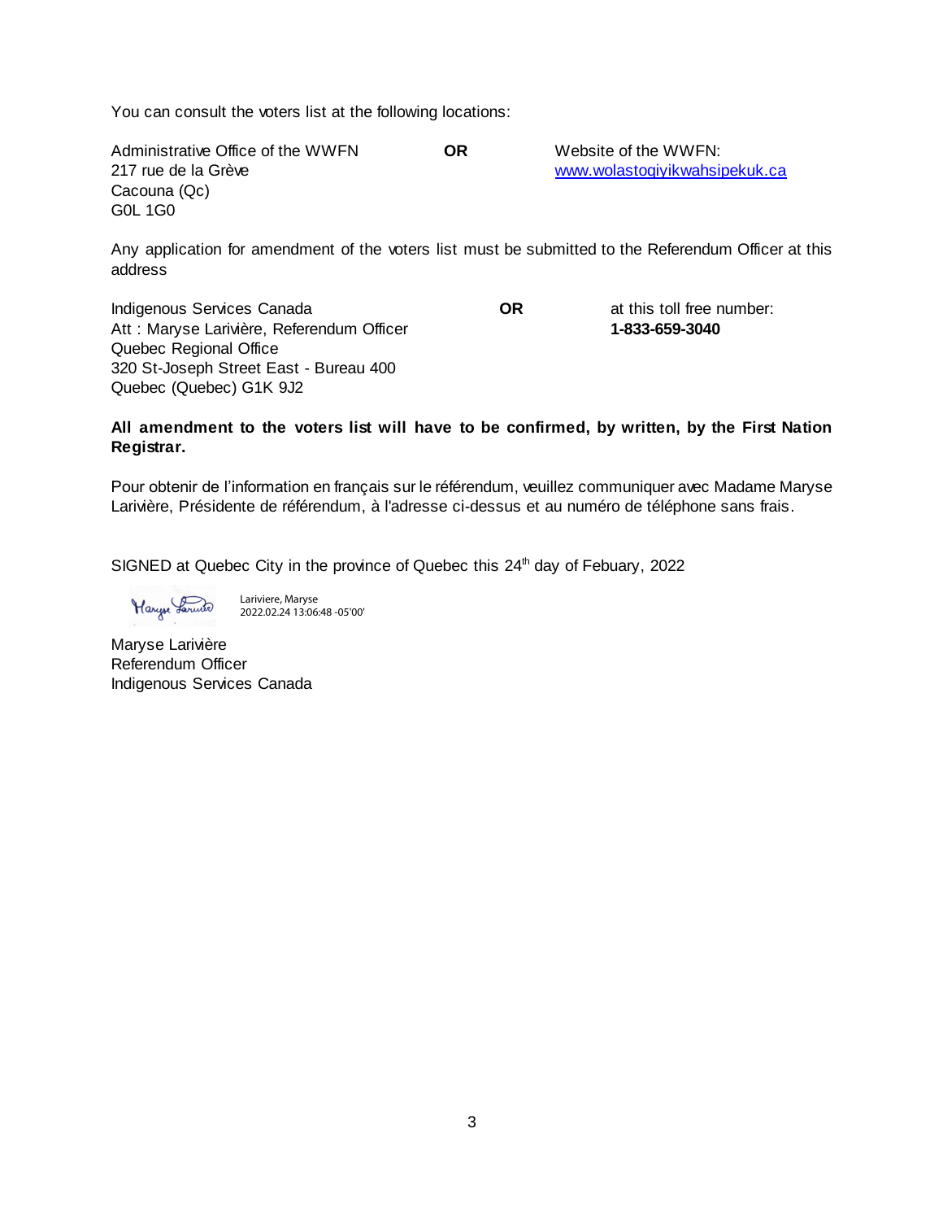You can consult the voters list at the following locations:

Administrative Office of the WWFN
217 rue de la Grève
Cacouna (Qc)
G0L 1G0

**OR**

Website of the WWFN:
www.wolastoqiyikwahsipekuk.ca

Any application for amendment of the voters list must be submitted to the Referendum Officer at this address

Indigenous Services Canada
Att : Maryse Larivière, Referendum Officer
Quebec Regional Office
320 St-Joseph Street East - Bureau 400
Quebec (Quebec) G1K 9J2

**OR**

at this toll free number:
**1-833-659-3040**

**All amendment to the voters list will have to be confirmed, by written, by the First Nation Registrar.**

Pour obtenir de l'information en français sur le référendum, veuillez communiquer avec Madame Maryse Larivière, Présidente de référendum, à l'adresse ci-dessus et au numéro de téléphone sans frais.

SIGNED at Quebec City in the province of Quebec this 24th day of Febuary, 2022

Lariviere, Maryse
2022.02.24 13:06:48 -05'00'

Maryse Larivière
Referendum Officer
Indigenous Services Canada